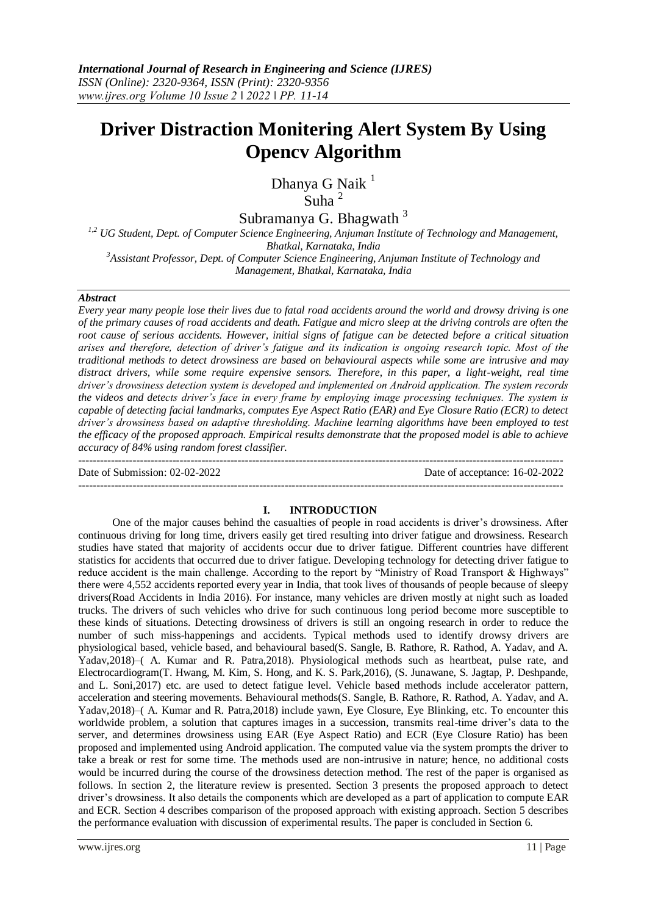# Driver Distraction Monitering Alert System By Using Opencv Algorithm

Dhanya G Naik [1]

Suha [2]

Subramanya G. Bhagwath [3]

[1,2] UG Student, Dept. of Computer Science Engineering, Anjuman Institute of Technology and Management, Bhatkal, Karnataka, India

[3] Assistant Professor, Dept. of Computer Science Engineering, Anjuman Institute of Technology and Management, Bhatkal, Karnataka, India

***Abstract***

*Every year many people lose their lives due to fatal road accidents around the world and drowsy driving is one of the primary causes of road accidents and death. Fatigue and micro sleep at the driving controls are often the root cause of serious accidents. However, initial signs of fatigue can be detected before a critical situation arises and therefore, detection of driver's fatigue and its indication is ongoing research topic. Most of the traditional methods to detect drowsiness are based on behavioural aspects while some are intrusive and may distract drivers, while some require expensive sensors. Therefore, in this paper, a light-weight, real time driver's drowsiness detection system is developed and implemented on Android application. The system records the videos and detects driver's face in every frame by employing image processing techniques. The system is capable of detecting facial landmarks, computes Eye Aspect Ratio (EAR) and Eye Closure Ratio (ECR) to detect driver's drowsiness based on adaptive thresholding. Machine learning algorithms have been employed to test the efficacy of the proposed approach. Empirical results demonstrate that the proposed model is able to achieve accuracy of 84% using random forest classifier.*

---

Date of Submission: 02-02-2022 Date of acceptance: 16-02-2022

---

## I. INTRODUCTION

One of the major causes behind the casualties of people in road accidents is driver's drowsiness. After continuous driving for long time, drivers easily get tired resulting into driver fatigue and drowsiness. Research studies have stated that majority of accidents occur due to driver fatigue. Different countries have different statistics for accidents that occurred due to driver fatigue. Developing technology for detecting driver fatigue to reduce accident is the main challenge. According to the report by "Ministry of Road Transport & Highways" there were 4,552 accidents reported every year in India, that took lives of thousands of people because of sleepy drivers(Road Accidents in India 2016). For instance, many vehicles are driven mostly at night such as loaded trucks. The drivers of such vehicles who drive for such continuous long period become more susceptible to these kinds of situations. Detecting drowsiness of drivers is still an ongoing research in order to reduce the number of such miss-happenings and accidents. Typical methods used to identify drowsy drivers are physiological based, vehicle based, and behavioural based(S. Sangle, B. Rathore, R. Rathod, A. Yadav, and A. Yadav,2018)–( A. Kumar and R. Patra,2018). Physiological methods such as heartbeat, pulse rate, and Electrocardiogram(T. Hwang, M. Kim, S. Hong, and K. S. Park,2016), (S. Junawane, S. Jagtap, P. Deshpande, and L. Soni,2017) etc. are used to detect fatigue level. Vehicle based methods include accelerator pattern, acceleration and steering movements. Behavioural methods(S. Sangle, B. Rathore, R. Rathod, A. Yadav, and A. Yadav,2018)–( A. Kumar and R. Patra,2018) include yawn, Eye Closure, Eye Blinking, etc. To encounter this worldwide problem, a solution that captures images in a succession, transmits real-time driver's data to the server, and determines drowsiness using EAR (Eye Aspect Ratio) and ECR (Eye Closure Ratio) has been proposed and implemented using Android application. The computed value via the system prompts the driver to take a break or rest for some time. The methods used are non-intrusive in nature; hence, no additional costs would be incurred during the course of the drowsiness detection method. The rest of the paper is organised as follows. In section 2, the literature review is presented. Section 3 presents the proposed approach to detect driver's drowsiness. It also details the components which are developed as a part of application to compute EAR and ECR. Section 4 describes comparison of the proposed approach with existing approach. Section 5 describes the performance evaluation with discussion of experimental results. The paper is concluded in Section 6.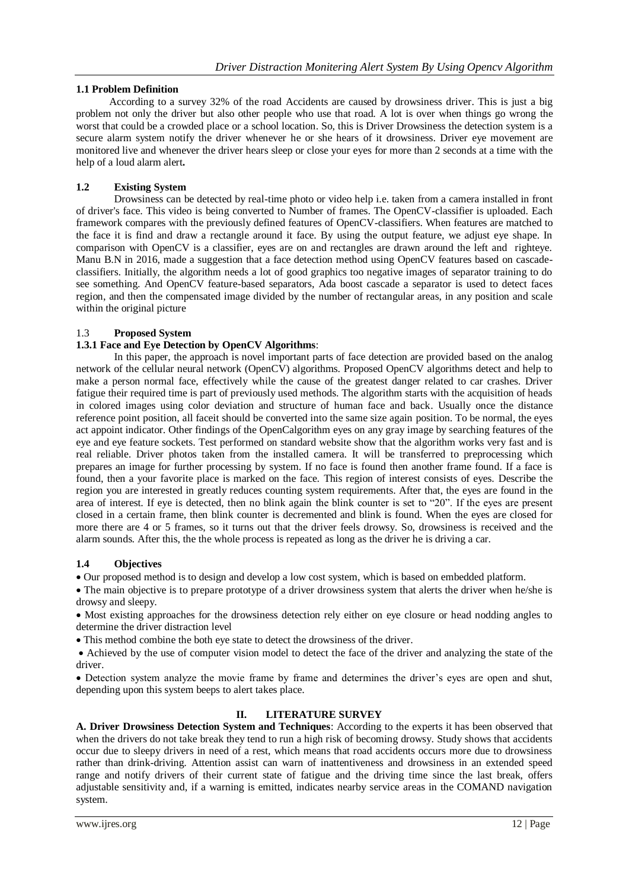### 1.1 Problem Definition

According to a survey 32% of the road Accidents are caused by drowsiness driver. This is just a big problem not only the driver but also other people who use that road. A lot is over when things go wrong the worst that could be a crowded place or a school location. So, this is Driver Drowsiness the detection system is a secure alarm system notify the driver whenever he or she hears of it drowsiness. Driver eye movement are monitored live and whenever the driver hears sleep or close your eyes for more than 2 seconds at a time with the help of a loud alarm alert**.**

### 1.2 Existing System

Drowsiness can be detected by real-time photo or video help i.e. taken from a camera installed in front of driver's face. This video is being converted to Number of frames. The OpenCV-classifier is uploaded. Each framework compares with the previously defined features of OpenCV-classifiers. When features are matched to the face it is find and draw a rectangle around it face. By using the output feature, we adjust eye shape. In comparison with OpenCV is a classifier, eyes are on and rectangles are drawn around the left and righteye. Manu B.N in 2016, made a suggestion that a face detection method using OpenCV features based on cascade-classifiers. Initially, the algorithm needs a lot of good graphics too negative images of separator training to do see something. And OpenCV feature-based separators, Ada boost cascade a separator is used to detect faces region, and then the compensated image divided by the number of rectangular areas, in any position and scale within the original picture

### 1.3 Proposed System

#### 1.3.1 Face and Eye Detection by OpenCV Algorithms:

In this paper, the approach is novel important parts of face detection are provided based on the analog network of the cellular neural network (OpenCV) algorithms. Proposed OpenCV algorithms detect and help to make a person normal face, effectively while the cause of the greatest danger related to car crashes. Driver fatigue their required time is part of previously used methods. The algorithm starts with the acquisition of heads in colored images using color deviation and structure of human face and back. Usually once the distance reference point position, all faceit should be converted into the same size again position. To be normal, the eyes act appoint indicator. Other findings of the OpenCalgorithm eyes on any gray image by searching features of the eye and eye feature sockets. Test performed on standard website show that the algorithm works very fast and is real reliable. Driver photos taken from the installed camera. It will be transferred to preprocessing which prepares an image for further processing by system. If no face is found then another frame found. If a face is found, then a your favorite place is marked on the face. This region of interest consists of eyes. Describe the region you are interested in greatly reduces counting system requirements. After that, the eyes are found in the area of interest. If eye is detected, then no blink again the blink counter is set to "20". If the eyes are present closed in a certain frame, then blink counter is decremented and blink is found. When the eyes are closed for more there are 4 or 5 frames, so it turns out that the driver feels drowsy. So, drowsiness is received and the alarm sounds. After this, the the whole process is repeated as long as the driver he is driving a car.

### 1.4 Objectives

- Our proposed method is to design and develop a low cost system, which is based on embedded platform.
- The main objective is to prepare prototype of a driver drowsiness system that alerts the driver when he/she is drowsy and sleepy.
- Most existing approaches for the drowsiness detection rely either on eye closure or head nodding angles to determine the driver distraction level
- This method combine the both eye state to detect the drowsiness of the driver.
- Achieved by the use of computer vision model to detect the face of the driver and analyzing the state of the driver.
- Detection system analyze the movie frame by frame and determines the driver's eyes are open and shut, depending upon this system beeps to alert takes place.

## II. LITERATURE SURVEY

**A. Driver Drowsiness Detection System and Techniques**: According to the experts it has been observed that when the drivers do not take break they tend to run a high risk of becoming drowsy. Study shows that accidents occur due to sleepy drivers in need of a rest, which means that road accidents occurs more due to drowsiness rather than drink-driving. Attention assist can warn of inattentiveness and drowsiness in an extended speed range and notify drivers of their current state of fatigue and the driving time since the last break, offers adjustable sensitivity and, if a warning is emitted, indicates nearby service areas in the COMAND navigation system.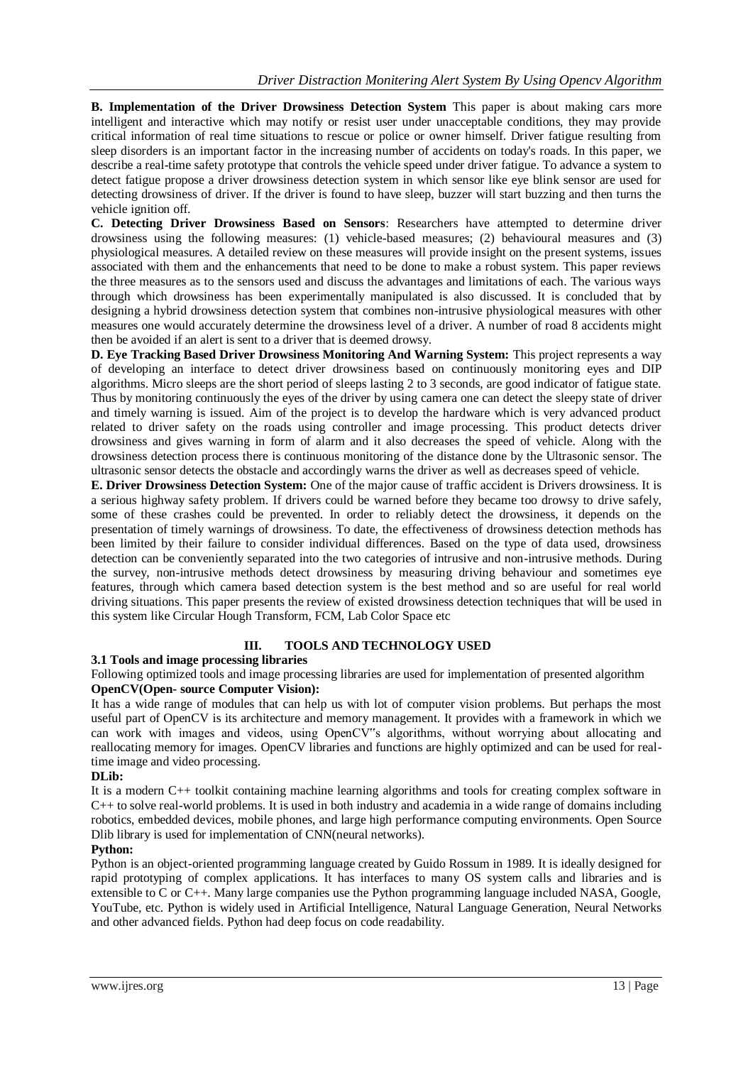**B. Implementation of the Driver Drowsiness Detection System** This paper is about making cars more intelligent and interactive which may notify or resist user under unacceptable conditions, they may provide critical information of real time situations to rescue or police or owner himself. Driver fatigue resulting from sleep disorders is an important factor in the increasing number of accidents on today's roads. In this paper, we describe a real-time safety prototype that controls the vehicle speed under driver fatigue. To advance a system to detect fatigue propose a driver drowsiness detection system in which sensor like eye blink sensor are used for detecting drowsiness of driver. If the driver is found to have sleep, buzzer will start buzzing and then turns the vehicle ignition off.

**C. Detecting Driver Drowsiness Based on Sensors**: Researchers have attempted to determine driver drowsiness using the following measures: (1) vehicle-based measures; (2) behavioural measures and (3) physiological measures. A detailed review on these measures will provide insight on the present systems, issues associated with them and the enhancements that need to be done to make a robust system. This paper reviews the three measures as to the sensors used and discuss the advantages and limitations of each. The various ways through which drowsiness has been experimentally manipulated is also discussed. It is concluded that by designing a hybrid drowsiness detection system that combines non-intrusive physiological measures with other measures one would accurately determine the drowsiness level of a driver. A number of road 8 accidents might then be avoided if an alert is sent to a driver that is deemed drowsy.

**D. Eye Tracking Based Driver Drowsiness Monitoring And Warning System:** This project represents a way of developing an interface to detect driver drowsiness based on continuously monitoring eyes and DIP algorithms. Micro sleeps are the short period of sleeps lasting 2 to 3 seconds, are good indicator of fatigue state. Thus by monitoring continuously the eyes of the driver by using camera one can detect the sleepy state of driver and timely warning is issued. Aim of the project is to develop the hardware which is very advanced product related to driver safety on the roads using controller and image processing. This product detects driver drowsiness and gives warning in form of alarm and it also decreases the speed of vehicle. Along with the drowsiness detection process there is continuous monitoring of the distance done by the Ultrasonic sensor. The ultrasonic sensor detects the obstacle and accordingly warns the driver as well as decreases speed of vehicle.

**E. Driver Drowsiness Detection System:** One of the major cause of traffic accident is Drivers drowsiness. It is a serious highway safety problem. If drivers could be warned before they became too drowsy to drive safely, some of these crashes could be prevented. In order to reliably detect the drowsiness, it depends on the presentation of timely warnings of drowsiness. To date, the effectiveness of drowsiness detection methods has been limited by their failure to consider individual differences. Based on the type of data used, drowsiness detection can be conveniently separated into the two categories of intrusive and non-intrusive methods. During the survey, non-intrusive methods detect drowsiness by measuring driving behaviour and sometimes eye features, through which camera based detection system is the best method and so are useful for real world driving situations. This paper presents the review of existed drowsiness detection techniques that will be used in this system like Circular Hough Transform, FCM, Lab Color Space etc

## III. TOOLS AND TECHNOLOGY USED

### 3.1 Tools and image processing libraries

Following optimized tools and image processing libraries are used for implementation of presented algorithm

**OpenCV(Open- source Computer Vision):**

It has a wide range of modules that can help us with lot of computer vision problems. But perhaps the most useful part of OpenCV is its architecture and memory management. It provides with a framework in which we can work with images and videos, using OpenCV"s algorithms, without worrying about allocating and reallocating memory for images. OpenCV libraries and functions are highly optimized and can be used for real-time image and video processing.

**DLib:**

It is a modern C++ toolkit containing machine learning algorithms and tools for creating complex software in C++ to solve real-world problems. It is used in both industry and academia in a wide range of domains including robotics, embedded devices, mobile phones, and large high performance computing environments. Open Source Dlib library is used for implementation of CNN(neural networks).

**Python:**

Python is an object-oriented programming language created by Guido Rossum in 1989. It is ideally designed for rapid prototyping of complex applications. It has interfaces to many OS system calls and libraries and is extensible to C or C++. Many large companies use the Python programming language included NASA, Google, YouTube, etc. Python is widely used in Artificial Intelligence, Natural Language Generation, Neural Networks and other advanced fields. Python had deep focus on code readability.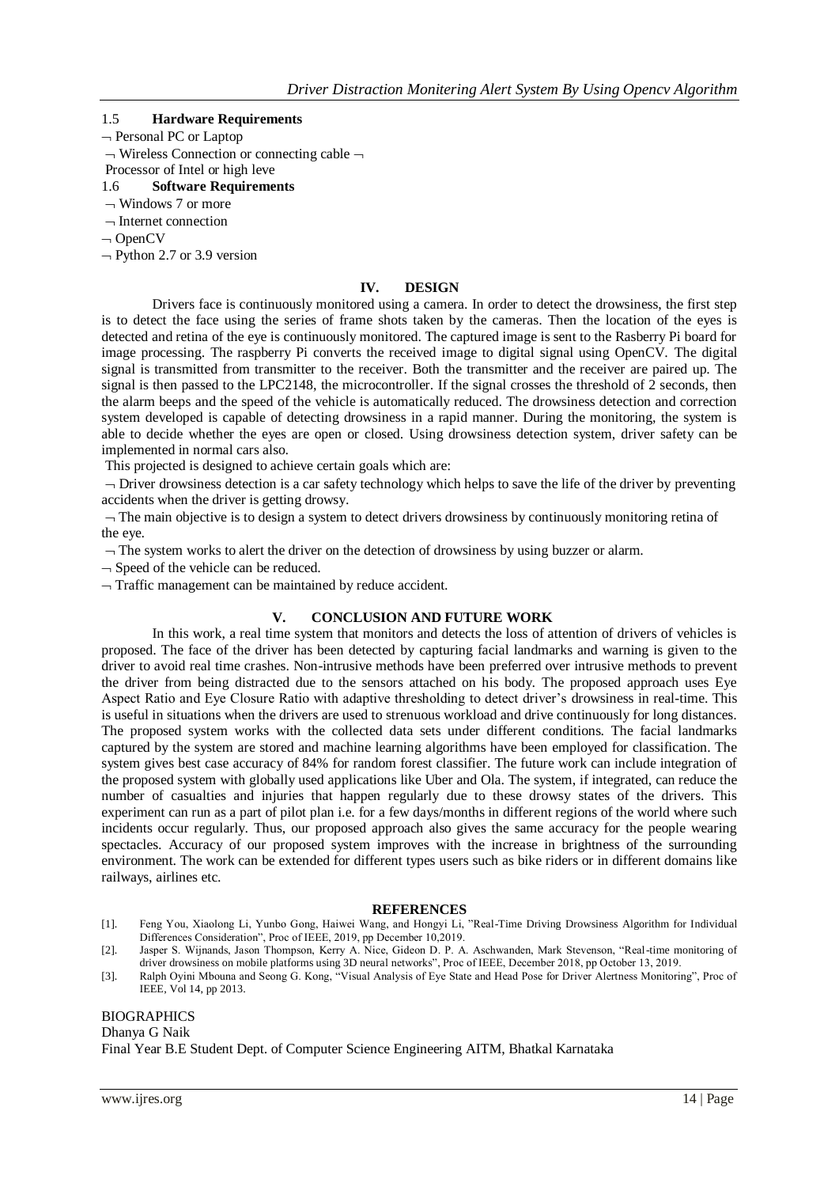### 1.5 **Hardware Requirements**

¬ Personal PC or Laptop

¬ Wireless Connection or connecting cable ¬

Processor of Intel or high leve

### 1.6 **Software Requirements**

¬ Windows 7 or more

¬ Internet connection

¬ OpenCV

¬ Python 2.7 or 3.9 version

## IV. DESIGN

Drivers face is continuously monitored using a camera. In order to detect the drowsiness, the first step is to detect the face using the series of frame shots taken by the cameras. Then the location of the eyes is detected and retina of the eye is continuously monitored. The captured image is sent to the Rasberry Pi board for image processing. The raspberry Pi converts the received image to digital signal using OpenCV. The digital signal is transmitted from transmitter to the receiver. Both the transmitter and the receiver are paired up. The signal is then passed to the LPC2148, the microcontroller. If the signal crosses the threshold of 2 seconds, then the alarm beeps and the speed of the vehicle is automatically reduced. The drowsiness detection and correction system developed is capable of detecting drowsiness in a rapid manner. During the monitoring, the system is able to decide whether the eyes are open or closed. Using drowsiness detection system, driver safety can be implemented in normal cars also.

This projected is designed to achieve certain goals which are:

¬ Driver drowsiness detection is a car safety technology which helps to save the life of the driver by preventing accidents when the driver is getting drowsy.

¬ The main objective is to design a system to detect drivers drowsiness by continuously monitoring retina of the eye.

¬ The system works to alert the driver on the detection of drowsiness by using buzzer or alarm.

¬ Speed of the vehicle can be reduced.

¬ Traffic management can be maintained by reduce accident.

## V. CONCLUSION AND FUTURE WORK

In this work, a real time system that monitors and detects the loss of attention of drivers of vehicles is proposed. The face of the driver has been detected by capturing facial landmarks and warning is given to the driver to avoid real time crashes. Non-intrusive methods have been preferred over intrusive methods to prevent the driver from being distracted due to the sensors attached on his body. The proposed approach uses Eye Aspect Ratio and Eye Closure Ratio with adaptive thresholding to detect driver's drowsiness in real-time. This is useful in situations when the drivers are used to strenuous workload and drive continuously for long distances. The proposed system works with the collected data sets under different conditions. The facial landmarks captured by the system are stored and machine learning algorithms have been employed for classification. The system gives best case accuracy of 84% for random forest classifier. The future work can include integration of the proposed system with globally used applications like Uber and Ola. The system, if integrated, can reduce the number of casualties and injuries that happen regularly due to these drowsy states of the drivers. This experiment can run as a part of pilot plan i.e. for a few days/months in different regions of the world where such incidents occur regularly. Thus, our proposed approach also gives the same accuracy for the people wearing spectacles. Accuracy of our proposed system improves with the increase in brightness of the surrounding environment. The work can be extended for different types users such as bike riders or in different domains like railways, airlines etc.

## REFERENCES

[1]. Feng You, Xiaolong Li, Yunbo Gong, Haiwei Wang, and Hongyi Li, "Real-Time Driving Drowsiness Algorithm for Individual Differences Consideration", Proc of IEEE, 2019, pp December 10,2019.

[2]. Jasper S. Wijnands, Jason Thompson, Kerry A. Nice, Gideon D. P. A. Aschwanden, Mark Stevenson, "Real-time monitoring of driver drowsiness on mobile platforms using 3D neural networks", Proc of IEEE, December 2018, pp October 13, 2019.

[3]. Ralph Oyini Mbouna and Seong G. Kong, "Visual Analysis of Eye State and Head Pose for Driver Alertness Monitoring", Proc of IEEE, Vol 14, pp 2013.

BIOGRAPHICS

Dhanya G Naik

Final Year B.E Student Dept. of Computer Science Engineering AITM, Bhatkal Karnataka